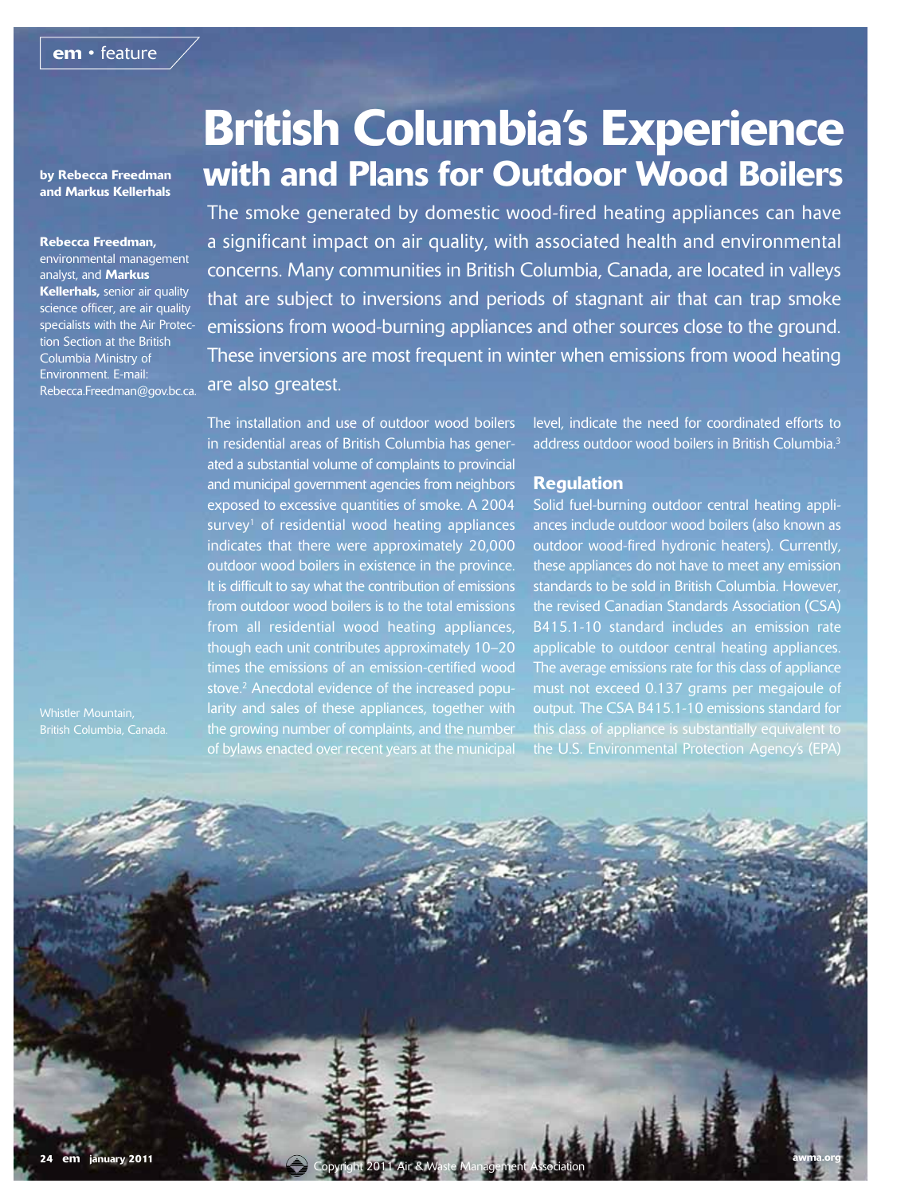em • feature

# British Columbia's Experience with and Plans for Outdoor Wood Boilers

**by Rebecca Freedman and Markus Kellerhals**

**Rebecca Freedman,** environmental management analyst, and **Markus Kellerhals,** senior air quality science officer, are air quality specialists with the Air Protection Section at the British Columbia Ministry of Environment. E-mail: Rebecca.Freedman@gov.bc.ca.

The smoke generated by domestic wood-fired heating appliances can have a significant impact on air quality, with associated health and environmental concerns. Many communities in British Columbia, Canada, are located in valleys that are subject to inversions and periods of stagnant air that can trap smoke emissions from wood-burning appliances and other sources close to the ground. These inversions are most frequent in winter when emissions from wood heating are also greatest.

The installation and use of outdoor wood boilers in residential areas of British Columbia has generated a substantial volume of complaints to provincial and municipal government agencies from neighbors exposed to excessive quantities of smoke. A 2004 survey[1] of residential wood heating appliances indicates that there were approximately 20,000 outdoor wood boilers in existence in the province. It is difficult to say what the contribution of emissions from outdoor wood boilers is to the total emissions from all residential wood heating appliances, though each unit contributes approximately 10–20 times the emissions of an emission-certified wood stove.[2] Anecdotal evidence of the increased popularity and sales of these appliances, together with the growing number of complaints, and the number of bylaws enacted over recent years at the municipal level, indicate the need for coordinated efforts to address outdoor wood boilers in British Columbia.[3]

## Regulation

Solid fuel-burning outdoor central heating appliances include outdoor wood boilers (also known as outdoor wood-fired hydronic heaters). Currently, these appliances do not have to meet any emission standards to be sold in British Columbia. However, the revised Canadian Standards Association (CSA) B415.1-10 standard includes an emission rate applicable to outdoor central heating appliances. The average emissions rate for this class of appliance must not exceed 0.137 grams per megajoule of output. The CSA B415.1-10 emissions standard for this class of appliance is substantially equivalent to the U.S. Environmental Protection Agency's (EPA)

Whistler Mountain, British Columbia, Canada.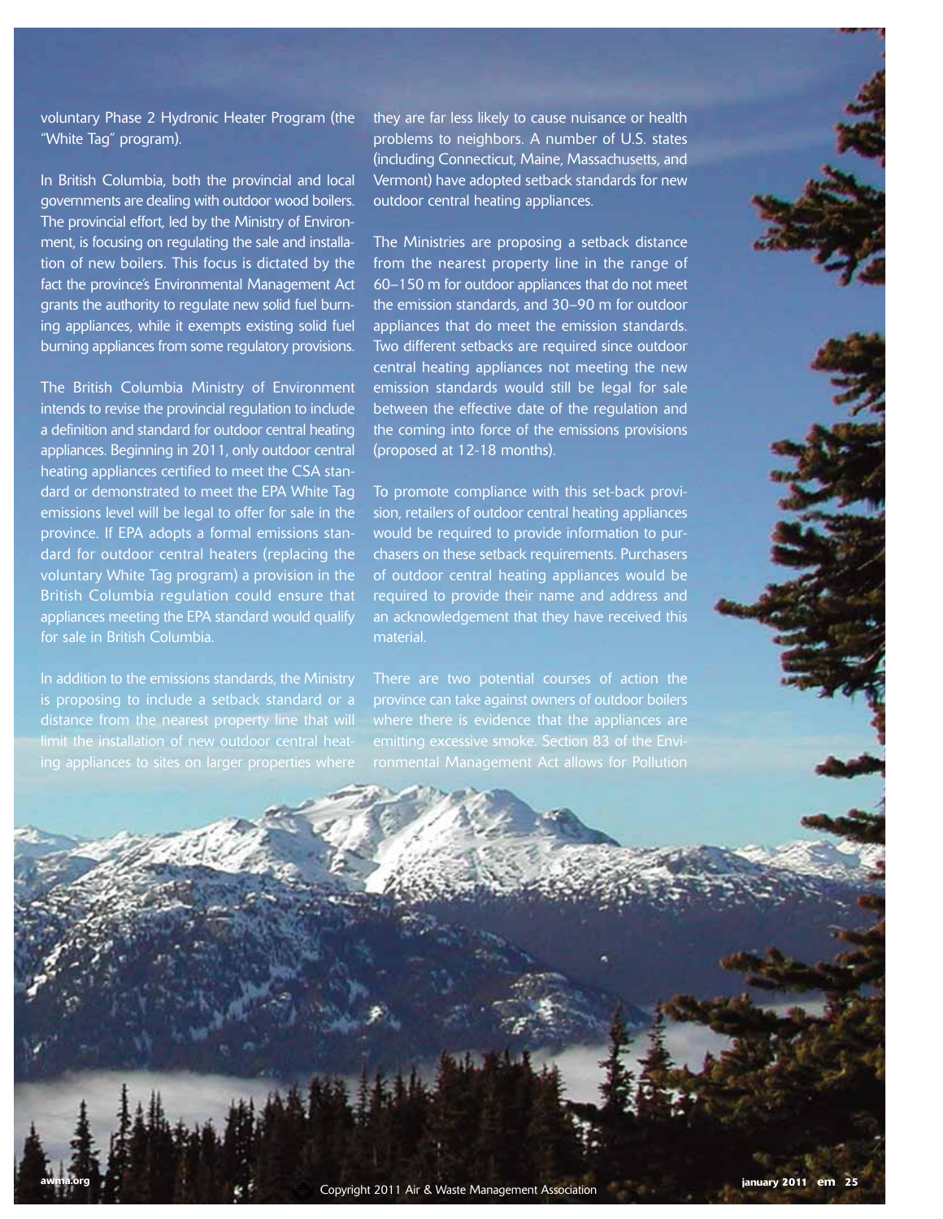voluntary Phase 2 Hydronic Heater Program (the "White Tag" program).

In British Columbia, both the provincial and local governments are dealing with outdoor wood boilers. The provincial effort, led by the Ministry of Environment, is focusing on regulating the sale and installation of new boilers. This focus is dictated by the fact the province's Environmental Management Act grants the authority to regulate new solid fuel burning appliances, while it exempts existing solid fuel burning appliances from some regulatory provisions.

The British Columbia Ministry of Environment intends to revise the provincial regulation to include a definition and standard for outdoor central heating appliances. Beginning in 2011, only outdoor central heating appliances certified to meet the CSA standard or demonstrated to meet the EPA White Tag emissions level will be legal to offer for sale in the province. If EPA adopts a formal emissions standard for outdoor central heaters (replacing the voluntary White Tag program) a provision in the British Columbia regulation could ensure that appliances meeting the EPA standard would qualify for sale in British Columbia.

In addition to the emissions standards, the Ministry is proposing to include a setback standard or a distance from the nearest property line that will limit the installation of new outdoor central heating appliances to sites on larger properties where they are far less likely to cause nuisance or health problems to neighbors. A number of U.S. states (including Connecticut, Maine, Massachusetts, and Vermont) have adopted setback standards for new outdoor central heating appliances.

The Ministries are proposing a setback distance from the nearest property line in the range of 60–150 m for outdoor appliances that do not meet the emission standards, and 30–90 m for outdoor appliances that do meet the emission standards. Two different setbacks are required since outdoor central heating appliances not meeting the new emission standards would still be legal for sale between the effective date of the regulation and the coming into force of the emissions provisions (proposed at 12-18 months).

To promote compliance with this set-back provision, retailers of outdoor central heating appliances would be required to provide information to purchasers on these setback requirements. Purchasers of outdoor central heating appliances would be required to provide their name and address and an acknowledgement that they have received this material.

There are two potential courses of action the province can take against owners of outdoor boilers where there is evidence that the appliances are emitting excessive smoke. Section 83 of the Environmental Management Act allows for Pollution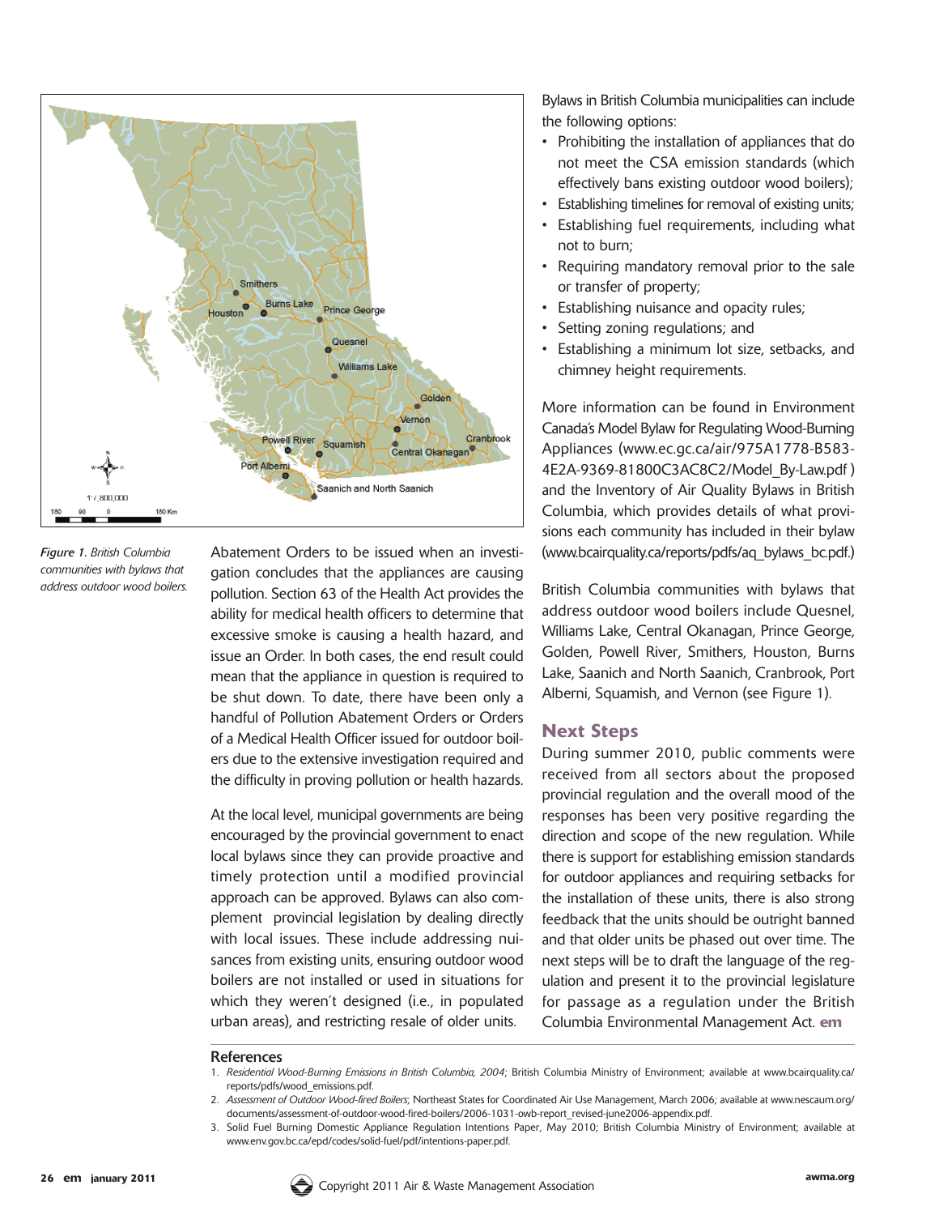*Figure 1. British Columbia communities with bylaws that address outdoor wood boilers.*

Abatement Orders to be issued when an investigation concludes that the appliances are causing pollution. Section 63 of the Health Act provides the ability for medical health officers to determine that excessive smoke is causing a health hazard, and issue an Order. In both cases, the end result could mean that the appliance in question is required to be shut down. To date, there have been only a handful of Pollution Abatement Orders or Orders of a Medical Health Officer issued for outdoor boilers due to the extensive investigation required and the difficulty in proving pollution or health hazards.

At the local level, municipal governments are being encouraged by the provincial government to enact local bylaws since they can provide proactive and timely protection until a modified provincial approach can be approved. Bylaws can also complement provincial legislation by dealing directly with local issues. These include addressing nuisances from existing units, ensuring outdoor wood boilers are not installed or used in situations for which they weren't designed (i.e., in populated urban areas), and restricting resale of older units.

Bylaws in British Columbia municipalities can include the following options:

- Prohibiting the installation of appliances that do not meet the CSA emission standards (which effectively bans existing outdoor wood boilers);
- Establishing timelines for removal of existing units;
- Establishing fuel requirements, including what not to burn;
- Requiring mandatory removal prior to the sale or transfer of property;
- Establishing nuisance and opacity rules;
- Setting zoning regulations; and
- Establishing a minimum lot size, setbacks, and chimney height requirements.

More information can be found in Environment Canada's Model Bylaw for Regulating Wood-Burning Appliances (www.ec.gc.ca/air/975A1778-B583-4E2A-9369-81800C3AC8C2/Model_By-Law.pdf ) and the Inventory of Air Quality Bylaws in British Columbia, which provides details of what provisions each community has included in their bylaw (www.bcairquality.ca/reports/pdfs/aq_bylaws_bc.pdf.)

British Columbia communities with bylaws that address outdoor wood boilers include Quesnel, Williams Lake, Central Okanagan, Prince George, Golden, Powell River, Smithers, Houston, Burns Lake, Saanich and North Saanich, Cranbrook, Port Alberni, Squamish, and Vernon (see Figure 1).

## Next Steps

During summer 2010, public comments were received from all sectors about the proposed provincial regulation and the overall mood of the responses has been very positive regarding the direction and scope of the new regulation. While there is support for establishing emission standards for outdoor appliances and requiring setbacks for the installation of these units, there is also strong feedback that the units should be outright banned and that older units be phased out over time. The next steps will be to draft the language of the regulation and present it to the provincial legislature for passage as a regulation under the British Columbia Environmental Management Act. **em**

### References

1. *Residential Wood-Burning Emissions in British Columbia, 2004*; British Columbia Ministry of Environment; available at www.bcairquality.ca/reports/pdfs/wood_emissions.pdf.
2. *Assessment of Outdoor Wood-fired Boilers*; Northeast States for Coordinated Air Use Management, March 2006; available at www.nescaum.org/documents/assessment-of-outdoor-wood-fired-boilers/2006-1031-owb-report_revised-june2006-appendix.pdf.
3. Solid Fuel Burning Domestic Appliance Regulation Intentions Paper, May 2010; British Columbia Ministry of Environment; available at www.env.gov.bc.ca/epd/codes/solid-fuel/pdf/intentions-paper.pdf.

Copyright 2011 Air & Waste Management Association